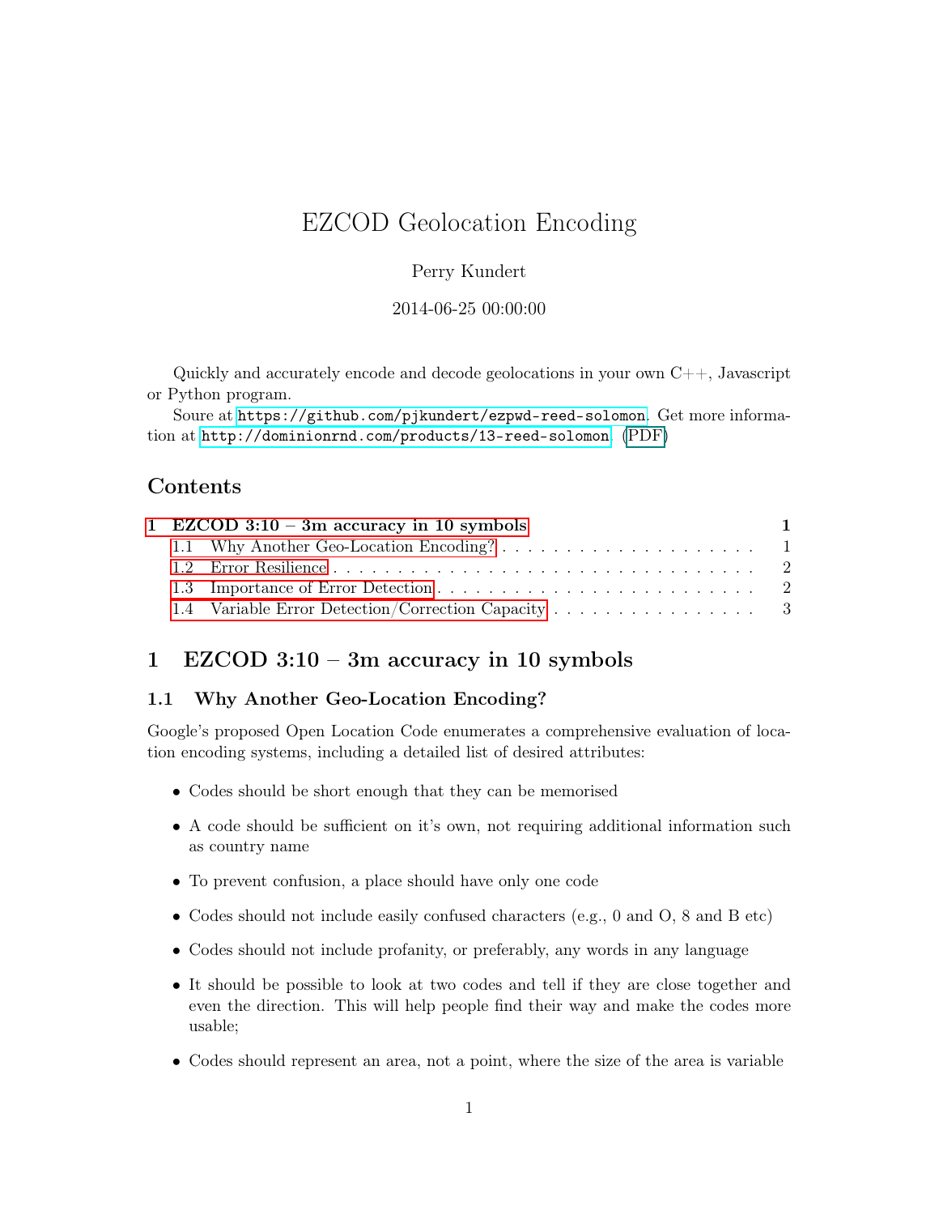# EZCOD Geolocation Encoding

Perry Kundert

2014-06-25 00:00:00

Quickly and accurately encode and decode geolocations in your own C++, Javascript or Python program.

Soure at https://github.com/pjkundert/ezpwd-reed-solomon. Get more information at http://dominionrnd.com/products/13-reed-solomon. (PDF)

## Contents

- 1 EZCOD 3:10 – 3m accuracy in 10 symbols — 1
  - 1.1 Why Another Geo-Location Encoding? — 1
  - 1.2 Error Resilience — 2
  - 1.3 Importance of Error Detection — 2
  - 1.4 Variable Error Detection/Correction Capacity — 3

## 1 EZCOD 3:10 – 3m accuracy in 10 symbols

### 1.1 Why Another Geo-Location Encoding?

Google's proposed Open Location Code enumerates a comprehensive evaluation of location encoding systems, including a detailed list of desired attributes:

- Codes should be short enough that they can be memorised
- A code should be sufficient on it's own, not requiring additional information such as country name
- To prevent confusion, a place should have only one code
- Codes should not include easily confused characters (e.g., 0 and O, 8 and B etc)
- Codes should not include profanity, or preferably, any words in any language
- It should be possible to look at two codes and tell if they are close together and even the direction. This will help people find their way and make the codes more usable;
- Codes should represent an area, not a point, where the size of the area is variable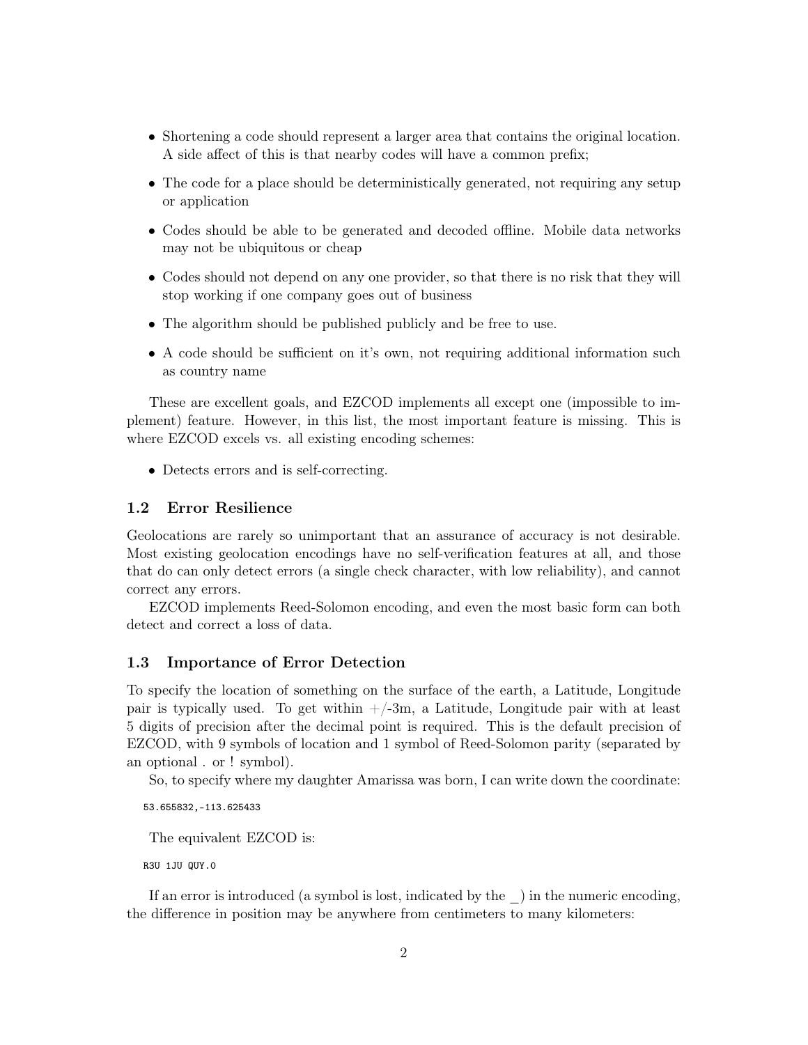- Shortening a code should represent a larger area that contains the original location. A side affect of this is that nearby codes will have a common prefix;
- The code for a place should be deterministically generated, not requiring any setup or application
- Codes should be able to be generated and decoded offline. Mobile data networks may not be ubiquitous or cheap
- Codes should not depend on any one provider, so that there is no risk that they will stop working if one company goes out of business
- The algorithm should be published publicly and be free to use.
- A code should be sufficient on it's own, not requiring additional information such as country name

These are excellent goals, and EZCOD implements all except one (impossible to implement) feature. However, in this list, the most important feature is missing. This is where EZCOD excels vs. all existing encoding schemes:

- Detects errors and is self-correcting.

### 1.2 Error Resilience

Geolocations are rarely so unimportant that an assurance of accuracy is not desirable. Most existing geolocation encodings have no self-verification features at all, and those that do can only detect errors (a single check character, with low reliability), and cannot correct any errors.

EZCOD implements Reed-Solomon encoding, and even the most basic form can both detect and correct a loss of data.

### 1.3 Importance of Error Detection

To specify the location of something on the surface of the earth, a Latitude, Longitude pair is typically used. To get within +/-3m, a Latitude, Longitude pair with at least 5 digits of precision after the decimal point is required. This is the default precision of EZCOD, with 9 symbols of location and 1 symbol of Reed-Solomon parity (separated by an optional . or ! symbol).

So, to specify where my daughter Amarissa was born, I can write down the coordinate:

```
53.655832,-113.625433
```

The equivalent EZCOD is:

```
R3U 1JU QUY.0
```

If an error is introduced (a symbol is lost, indicated by the _) in the numeric encoding, the difference in position may be anywhere from centimeters to many kilometers: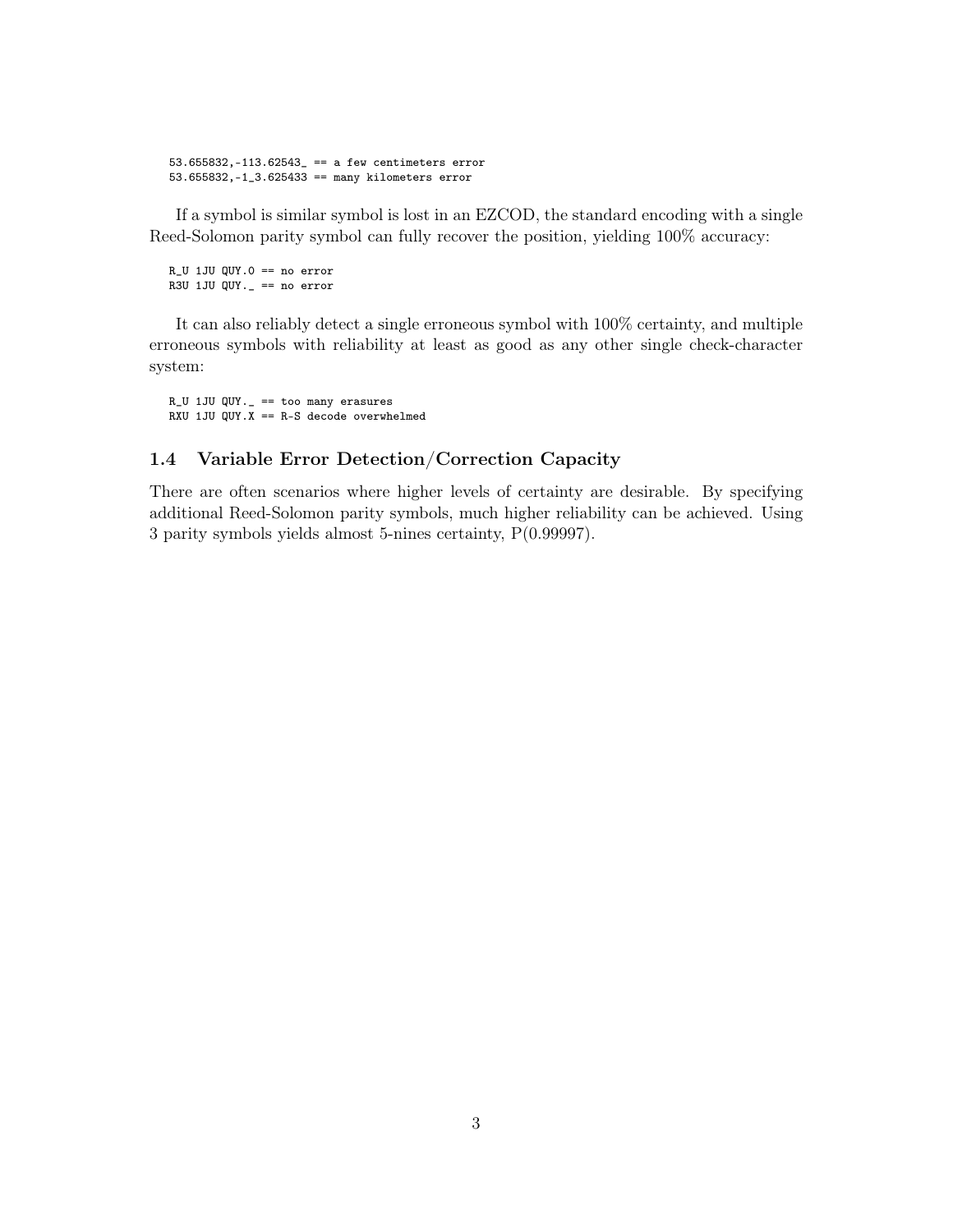```
53.655832,-113.62543_ == a few centimeters error
53.655832,-1_3.625433 == many kilometers error
```

If a symbol is similar symbol is lost in an EZCOD, the standard encoding with a single Reed-Solomon parity symbol can fully recover the position, yielding 100% accuracy:

```
R_U 1JU QUY.0 == no error
R3U 1JU QUY._ == no error
```

It can also reliably detect a single erroneous symbol with 100% certainty, and multiple erroneous symbols with reliability at least as good as any other single check-character system:

```
R_U 1JU QUY._ == too many erasures
RXU 1JU QUY.X == R-S decode overwhelmed
```

### 1.4 Variable Error Detection/Correction Capacity

There are often scenarios where higher levels of certainty are desirable. By specifying additional Reed-Solomon parity symbols, much higher reliability can be achieved. Using 3 parity symbols yields almost 5-nines certainty, P(0.99997).